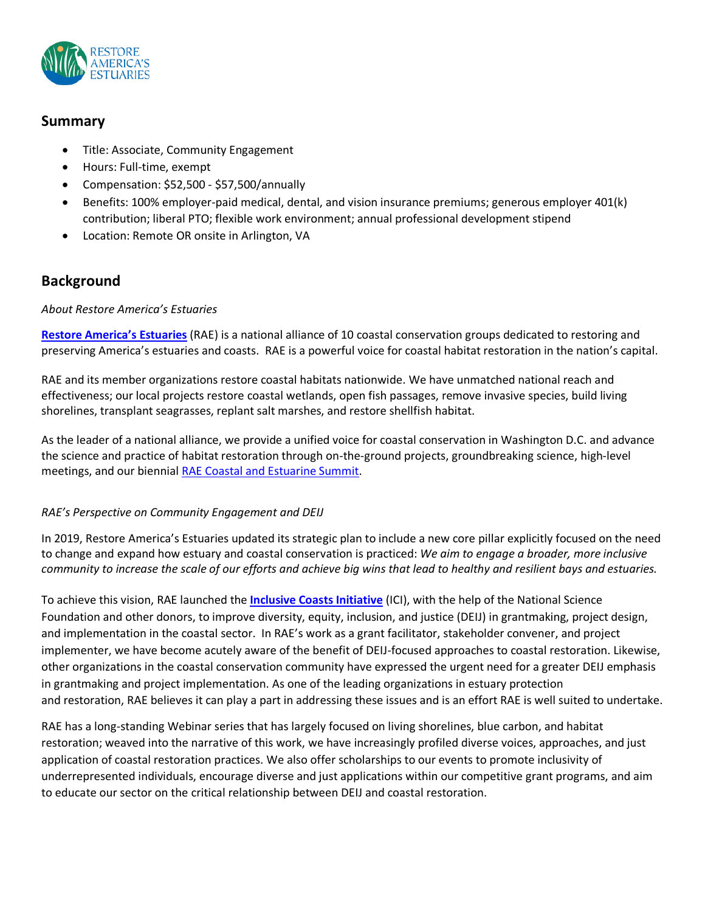## Summary

- Title: Associate, Community Engagement
- Hours: Full-time, exempt
- Compensation: $52,500 - $57,500/annually
- Benefits: 100% employer-paid medical, dental, and vision insurance premiums; generous employer 401(k) contribution; liberal PTO; flexible work environment; annual professional development stipend
- Location: Remote OR onsite in Arlington, VA

## Background

*About Restore America's Estuaries*

**Restore America's Estuaries** (RAE) is a national alliance of 10 coastal conservation groups dedicated to restoring and preserving America's estuaries and coasts. RAE is a powerful voice for coastal habitat restoration in the nation's capital.

RAE and its member organizations restore coastal habitats nationwide. We have unmatched national reach and effectiveness; our local projects restore coastal wetlands, open fish passages, remove invasive species, build living shorelines, transplant seagrasses, replant salt marshes, and restore shellfish habitat.

As the leader of a national alliance, we provide a unified voice for coastal conservation in Washington D.C. and advance the science and practice of habitat restoration through on-the-ground projects, groundbreaking science, high-level meetings, and our biennial RAE Coastal and Estuarine Summit.

*RAE's Perspective on Community Engagement and DEIJ*

In 2019, Restore America's Estuaries updated its strategic plan to include a new core pillar explicitly focused on the need to change and expand how estuary and coastal conservation is practiced: *We aim to engage a broader, more inclusive community to increase the scale of our efforts and achieve big wins that lead to healthy and resilient bays and estuaries.*

To achieve this vision, RAE launched the **Inclusive Coasts Initiative** (ICI), with the help of the National Science Foundation and other donors, to improve diversity, equity, inclusion, and justice (DEIJ) in grantmaking, project design, and implementation in the coastal sector. In RAE's work as a grant facilitator, stakeholder convener, and project implementer, we have become acutely aware of the benefit of DEIJ-focused approaches to coastal restoration. Likewise, other organizations in the coastal conservation community have expressed the urgent need for a greater DEIJ emphasis in grantmaking and project implementation. As one of the leading organizations in estuary protection and restoration, RAE believes it can play a part in addressing these issues and is an effort RAE is well suited to undertake.

RAE has a long-standing Webinar series that has largely focused on living shorelines, blue carbon, and habitat restoration; weaved into the narrative of this work, we have increasingly profiled diverse voices, approaches, and just application of coastal restoration practices. We also offer scholarships to our events to promote inclusivity of underrepresented individuals, encourage diverse and just applications within our competitive grant programs, and aim to educate our sector on the critical relationship between DEIJ and coastal restoration.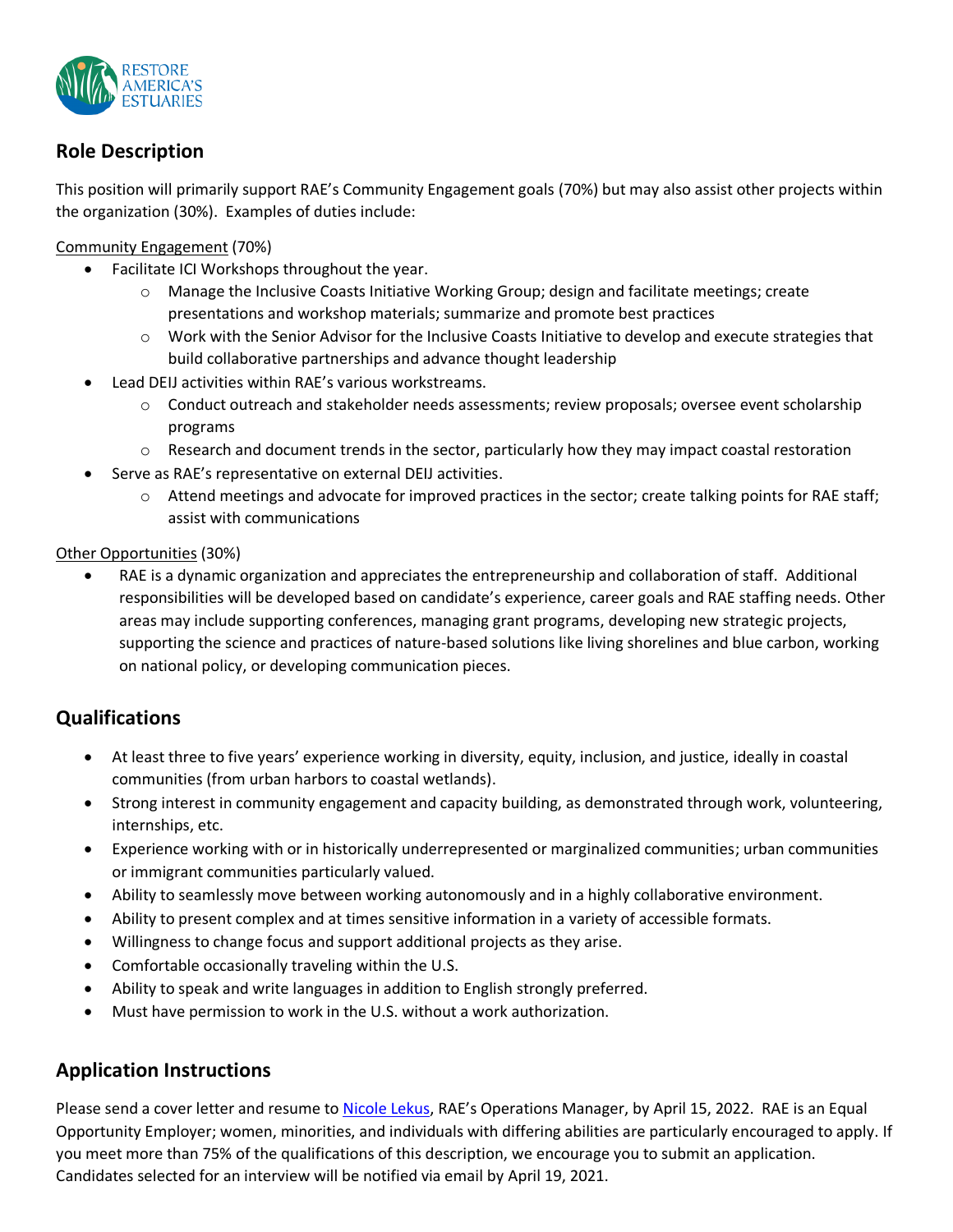## Role Description

This position will primarily support RAE's Community Engagement goals (70%) but may also assist other projects within the organization (30%). Examples of duties include:

Community Engagement (70%)

- Facilitate ICI Workshops throughout the year.
    - Manage the Inclusive Coasts Initiative Working Group; design and facilitate meetings; create presentations and workshop materials; summarize and promote best practices
    - Work with the Senior Advisor for the Inclusive Coasts Initiative to develop and execute strategies that build collaborative partnerships and advance thought leadership
- Lead DEIJ activities within RAE's various workstreams.
    - Conduct outreach and stakeholder needs assessments; review proposals; oversee event scholarship programs
    - Research and document trends in the sector, particularly how they may impact coastal restoration
- Serve as RAE's representative on external DEIJ activities.
    - Attend meetings and advocate for improved practices in the sector; create talking points for RAE staff; assist with communications

Other Opportunities (30%)

- RAE is a dynamic organization and appreciates the entrepreneurship and collaboration of staff. Additional responsibilities will be developed based on candidate's experience, career goals and RAE staffing needs. Other areas may include supporting conferences, managing grant programs, developing new strategic projects, supporting the science and practices of nature-based solutions like living shorelines and blue carbon, working on national policy, or developing communication pieces.

## Qualifications

- At least three to five years' experience working in diversity, equity, inclusion, and justice, ideally in coastal communities (from urban harbors to coastal wetlands).
- Strong interest in community engagement and capacity building, as demonstrated through work, volunteering, internships, etc.
- Experience working with or in historically underrepresented or marginalized communities; urban communities or immigrant communities particularly valued.
- Ability to seamlessly move between working autonomously and in a highly collaborative environment.
- Ability to present complex and at times sensitive information in a variety of accessible formats.
- Willingness to change focus and support additional projects as they arise.
- Comfortable occasionally traveling within the U.S.
- Ability to speak and write languages in addition to English strongly preferred.
- Must have permission to work in the U.S. without a work authorization.

## Application Instructions

Please send a cover letter and resume to Nicole Lekus, RAE's Operations Manager, by April 15, 2022. RAE is an Equal Opportunity Employer; women, minorities, and individuals with differing abilities are particularly encouraged to apply. If you meet more than 75% of the qualifications of this description, we encourage you to submit an application. Candidates selected for an interview will be notified via email by April 19, 2021.